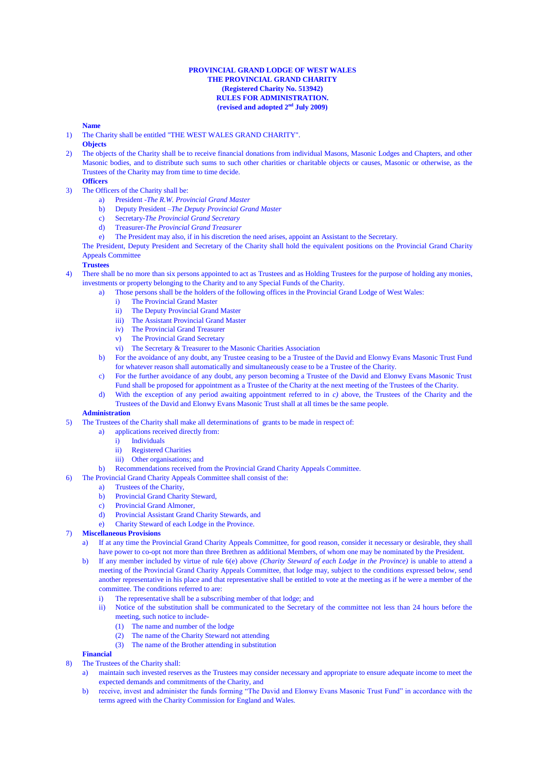**PROVINCIAL GRAND LODGE OF WEST WALES**
**THE PROVINCIAL GRAND CHARITY**
**(Registered Charity No. 513942)**
**RULES FOR ADMINISTRATION.**
**(revised and adopted 2nd July 2009)**

**Name**

1) The Charity shall be entitled "THE WEST WALES GRAND CHARITY".

**Objects**

2) The objects of the Charity shall be to receive financial donations from individual Masons, Masonic Lodges and Chapters, and other Masonic bodies, and to distribute such sums to such other charities or charitable objects or causes, Masonic or otherwise, as the Trustees of the Charity may from time to time decide.

**Officers**

3) The Officers of the Charity shall be:
   a) President -*The R.W. Provincial Grand Master*
   b) Deputy President –*The Deputy Provincial Grand Master*
   c) Secretary-*The Provincial Grand Secretary*
   d) Treasurer-*The Provincial Grand Treasurer*
   e) The President may also, if in his discretion the need arises, appoint an Assistant to the Secretary.

   The President, Deputy President and Secretary of the Charity shall hold the equivalent positions on the Provincial Grand Charity Appeals Committee

**Trustees**

4) There shall be no more than six persons appointed to act as Trustees and as Holding Trustees for the purpose of holding any monies, investments or property belonging to the Charity and to any Special Funds of the Charity.
   a) Those persons shall be the holders of the following offices in the Provincial Grand Lodge of West Wales:
      i) The Provincial Grand Master
      ii) The Deputy Provincial Grand Master
      iii) The Assistant Provincial Grand Master
      iv) The Provincial Grand Treasurer
      v) The Provincial Grand Secretary
      vi) The Secretary & Treasurer to the Masonic Charities Association
   b) For the avoidance of any doubt, any Trustee ceasing to be a Trustee of the David and Elonwy Evans Masonic Trust Fund for whatever reason shall automatically and simultaneously cease to be a Trustee of the Charity.
   c) For the further avoidance of any doubt, any person becoming a Trustee of the David and Elonwy Evans Masonic Trust Fund shall be proposed for appointment as a Trustee of the Charity at the next meeting of the Trustees of the Charity.
   d) With the exception of any period awaiting appointment referred to in *c)* above, the Trustees of the Charity and the Trustees of the David and Elonwy Evans Masonic Trust shall at all times be the same people.

**Administration**

5) The Trustees of the Charity shall make all determinations of grants to be made in respect of:
   a) applications received directly from:
      i) Individuals
      ii) Registered Charities
      iii) Other organisations; and
   b) Recommendations received from the Provincial Grand Charity Appeals Committee.

6) The Provincial Grand Charity Appeals Committee shall consist of the:
   a) Trustees of the Charity,
   b) Provincial Grand Charity Steward,
   c) Provincial Grand Almoner,
   d) Provincial Assistant Grand Charity Stewards, and
   e) Charity Steward of each Lodge in the Province.

7) **Miscellaneous Provisions**
   a) If at any time the Provincial Grand Charity Appeals Committee, for good reason, consider it necessary or desirable, they shall have power to co-opt not more than three Brethren as additional Members, of whom one may be nominated by the President.
   b) If any member included by virtue of rule 6(e) above *(Charity Steward of each Lodge in the Province)* is unable to attend a meeting of the Provincial Grand Charity Appeals Committee, that lodge may, subject to the conditions expressed below, send another representative in his place and that representative shall be entitled to vote at the meeting as if he were a member of the committee. The conditions referred to are:
      i) The representative shall be a subscribing member of that lodge; and
      ii) Notice of the substitution shall be communicated to the Secretary of the committee not less than 24 hours before the meeting, such notice to include-
         (1) The name and number of the lodge
         (2) The name of the Charity Steward not attending
         (3) The name of the Brother attending in substitution

**Financial**

8) The Trustees of the Charity shall:
   a) maintain such invested reserves as the Trustees may consider necessary and appropriate to ensure adequate income to meet the expected demands and commitments of the Charity, and
   b) receive, invest and administer the funds forming "The David and Elonwy Evans Masonic Trust Fund" in accordance with the terms agreed with the Charity Commission for England and Wales.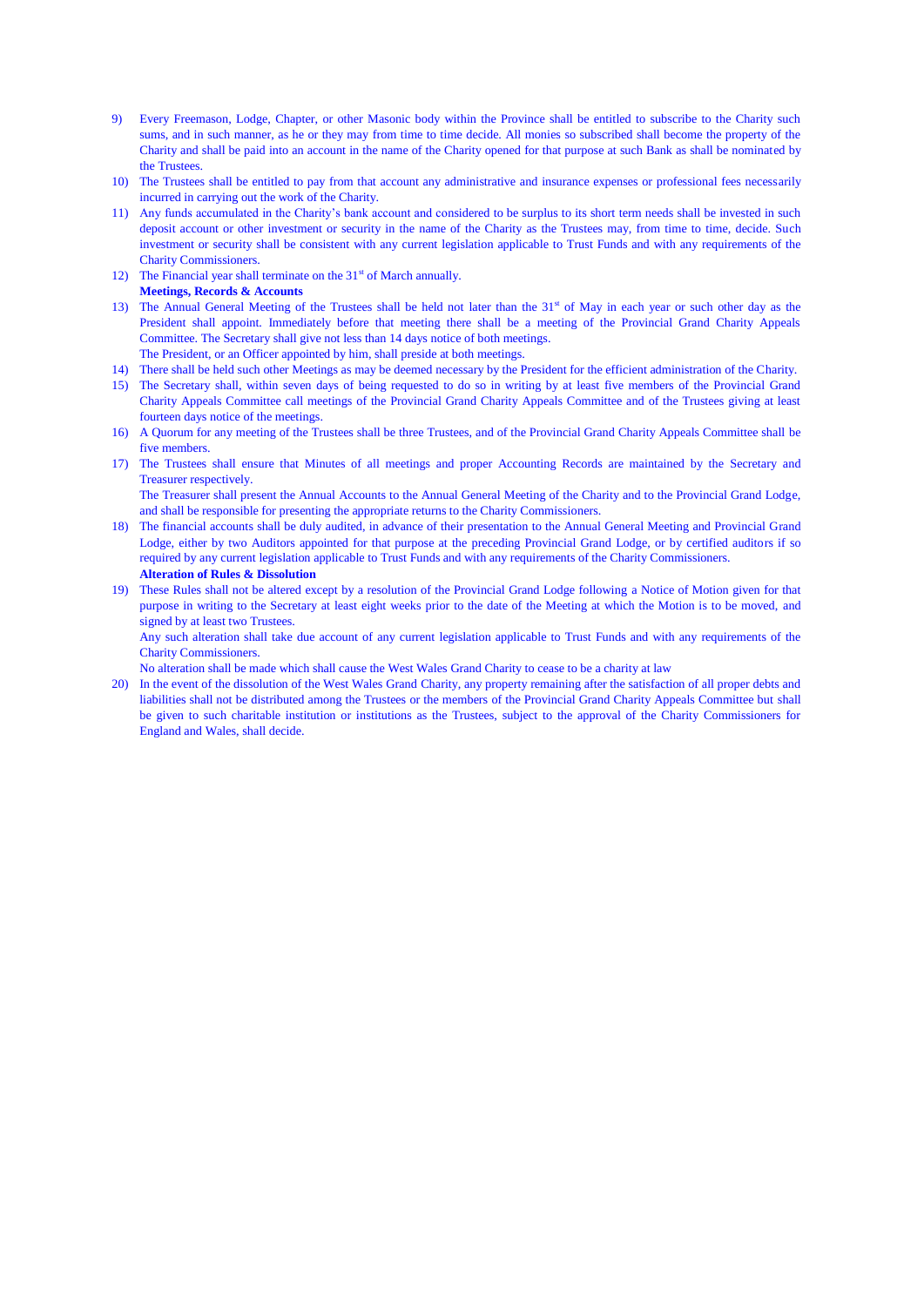9) Every Freemason, Lodge, Chapter, or other Masonic body within the Province shall be entitled to subscribe to the Charity such sums, and in such manner, as he or they may from time to time decide. All monies so subscribed shall become the property of the Charity and shall be paid into an account in the name of the Charity opened for that purpose at such Bank as shall be nominated by the Trustees.

10) The Trustees shall be entitled to pay from that account any administrative and insurance expenses or professional fees necessarily incurred in carrying out the work of the Charity.

11) Any funds accumulated in the Charity's bank account and considered to be surplus to its short term needs shall be invested in such deposit account or other investment or security in the name of the Charity as the Trustees may, from time to time, decide. Such investment or security shall be consistent with any current legislation applicable to Trust Funds and with any requirements of the Charity Commissioners.

12) The Financial year shall terminate on the 31st of March annually.

**Meetings, Records & Accounts**

13) The Annual General Meeting of the Trustees shall be held not later than the 31st of May in each year or such other day as the President shall appoint. Immediately before that meeting there shall be a meeting of the Provincial Grand Charity Appeals Committee. The Secretary shall give not less than 14 days notice of both meetings.
The President, or an Officer appointed by him, shall preside at both meetings.

14) There shall be held such other Meetings as may be deemed necessary by the President for the efficient administration of the Charity.

15) The Secretary shall, within seven days of being requested to do so in writing by at least five members of the Provincial Grand Charity Appeals Committee call meetings of the Provincial Grand Charity Appeals Committee and of the Trustees giving at least fourteen days notice of the meetings.

16) A Quorum for any meeting of the Trustees shall be three Trustees, and of the Provincial Grand Charity Appeals Committee shall be five members.

17) The Trustees shall ensure that Minutes of all meetings and proper Accounting Records are maintained by the Secretary and Treasurer respectively.
The Treasurer shall present the Annual Accounts to the Annual General Meeting of the Charity and to the Provincial Grand Lodge, and shall be responsible for presenting the appropriate returns to the Charity Commissioners.

18) The financial accounts shall be duly audited, in advance of their presentation to the Annual General Meeting and Provincial Grand Lodge, either by two Auditors appointed for that purpose at the preceding Provincial Grand Lodge, or by certified auditors if so required by any current legislation applicable to Trust Funds and with any requirements of the Charity Commissioners.

**Alteration of Rules & Dissolution**

19) These Rules shall not be altered except by a resolution of the Provincial Grand Lodge following a Notice of Motion given for that purpose in writing to the Secretary at least eight weeks prior to the date of the Meeting at which the Motion is to be moved, and signed by at least two Trustees.
Any such alteration shall take due account of any current legislation applicable to Trust Funds and with any requirements of the Charity Commissioners.
No alteration shall be made which shall cause the West Wales Grand Charity to cease to be a charity at law

20) In the event of the dissolution of the West Wales Grand Charity, any property remaining after the satisfaction of all proper debts and liabilities shall not be distributed among the Trustees or the members of the Provincial Grand Charity Appeals Committee but shall be given to such charitable institution or institutions as the Trustees, subject to the approval of the Charity Commissioners for England and Wales, shall decide.